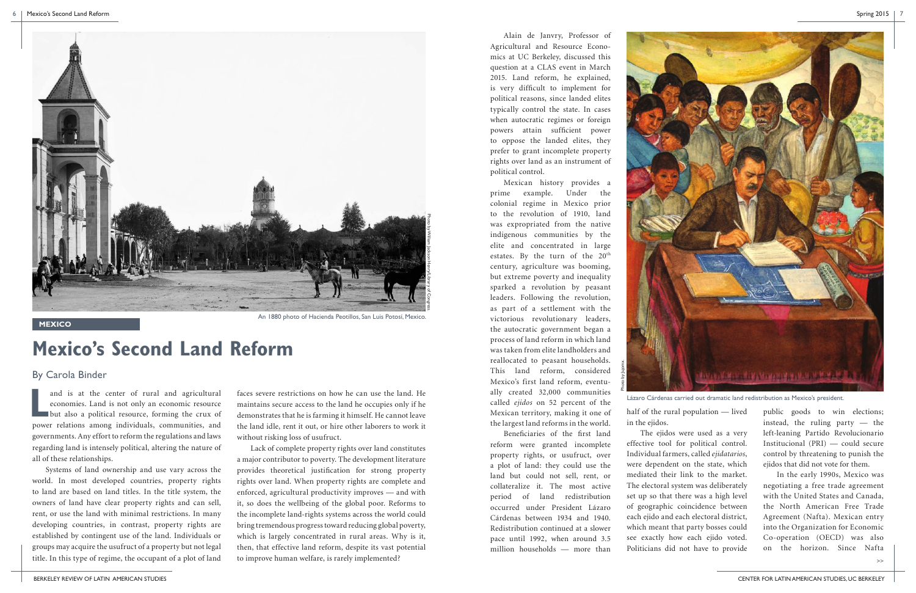An 1880 photo of Hacienda Peotillos, San Luis Potosí, Mexico.

Photo by William Jackson Henry/Library of Congress.

MEXICO

# Mexico's Second Land Reform

## By Carola Binder

Land is at the center of rural and agricultural economies. Land is not only an economic resource but also a political resource, forming the crux of power relations among individuals, communities, and governments. Any effort to reform the regulations and laws regarding land is intensely political, altering the nature of all of these relationships.

Systems of land ownership and use vary across the world. In most developed countries, property rights to land are based on land titles. In the title system, the owners of land have clear property rights and can sell, rent, or use the land with minimal restrictions. In many developing countries, in contrast, property rights are established by contingent use of the land. Individuals or groups may acquire the usufruct of a property but not legal title. In this type of regime, the occupant of a plot of land faces severe restrictions on how he can use the land. He maintains secure access to the land he occupies only if he demonstrates that he is farming it himself. He cannot leave the land idle, rent it out, or hire other laborers to work it without risking loss of usufruct.

Lack of complete property rights over land constitutes a major contributor to poverty. The development literature provides theoretical justification for strong property rights over land. When property rights are complete and enforced, agricultural productivity improves — and with it, so does the wellbeing of the global poor. Reforms to the incomplete land-rights systems across the world could bring tremendous progress toward reducing global poverty, which is largely concentrated in rural areas. Why is it, then, that effective land reform, despite its vast potential to improve human welfare, is rarely implemented?

Alain de Janvry, Professor of Agricultural and Resource Economics at UC Berkeley, discussed this question at a CLAS event in March 2015. Land reform, he explained, is very difficult to implement for political reasons, since landed elites typically control the state. In cases when autocratic regimes or foreign powers attain sufficient power to oppose the landed elites, they prefer to grant incomplete property rights over land as an instrument of political control.

Mexican history provides a prime example. Under the colonial regime in Mexico prior to the revolution of 1910, land was expropriated from the native indigenous communities by the elite and concentrated in large estates. By the turn of the 20th century, agriculture was booming, but extreme poverty and inequality sparked a revolution by peasant leaders. Following the revolution, as part of a settlement with the victorious revolutionary leaders, the autocratic government began a process of land reform in which land was taken from elite landholders and reallocated to peasant households. This land reform, considered Mexico's first land reform, eventually created 32,000 communities called *ejidos* on 52 percent of the Mexican territory, making it one of the largest land reforms in the world.

Beneficiaries of the first land reform were granted incomplete property rights, or usufruct, over a plot of land: they could use the land but could not sell, rent, or collateralize it. The most active period of land redistribution occurred under President Lázaro Cárdenas between 1934 and 1940. Redistribution continued at a slower pace until 1992, when around 3.5 million households — more than half of the rural population — lived in the ejidos.

Photo by Jujomx.

Lázaro Cárdenas carried out dramatic land redistribution as Mexico's president.

The ejidos were used as a very effective tool for political control. Individual farmers, called *ejidatarios*, were dependent on the state, which mediated their link to the market. The electoral system was deliberately set up so that there was a high level of geographic coincidence between each ejido and each electoral district, which meant that party bosses could see exactly how each ejido voted. Politicians did not have to provide public goods to win elections; instead, the ruling party — the left-leaning Partido Revolucionario Institucional (PRI) — could secure control by threatening to punish the ejidos that did not vote for them.

In the early 1990s, Mexico was negotiating a free trade agreement with the United States and Canada, the North American Free Trade Agreement (Nafta). Mexican entry into the Organization for Economic Co-operation (OECD) was also on the horizon. Since Nafta

>>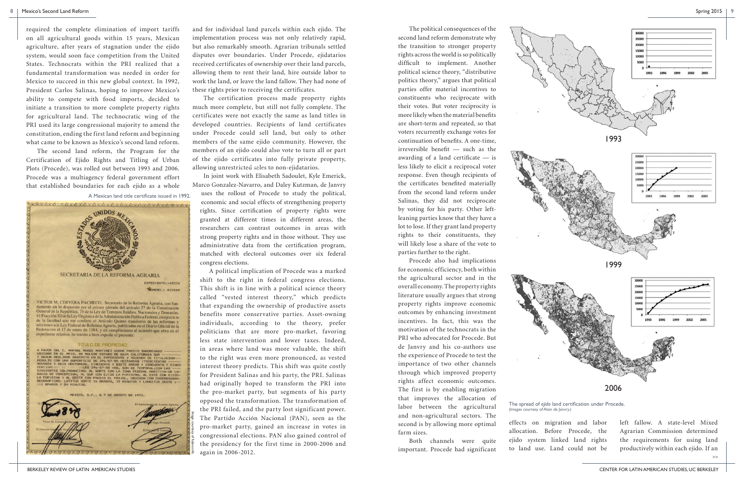required the complete elimination of import tariffs on all agricultural goods within 15 years, Mexican agriculture, after years of stagnation under the ejido system, would soon face competition from the United States. Technocrats within the PRI realized that a fundamental transformation was needed in order for Mexico to succeed in this new global context. In 1992, President Carlos Salinas, hoping to improve Mexico's ability to compete with food imports, decided to initiate a transition to more complete property rights for agricultural land. The technocratic wing of the PRI used its large congressional majority to amend the constitution, ending the first land reform and beginning what came to be known as Mexico's second land reform.

The second land reform, the Program for the Certification of Ejido Rights and Titling of Urban Plots (Procede), was rolled out between 1993 and 2006. Procede was a multiagency federal government effort that established boundaries for each ejido as a whole and for individual land parcels within each ejido. The implementation process was not only relatively rapid, but also remarkably smooth. Agrarian tribunals settled disputes over boundaries. Under Procede, ejidatarios received certificates of ownership over their land parcels, allowing them to rent their land, hire outside labor to work the land, or leave the land fallow. They had none of these rights prior to receiving the certificates.

A Mexican land title certificate issued in 1992.

The certification process made property rights much more complete, but still not fully complete. The certificates were not exactly the same as land titles in developed countries. Recipients of land certificates under Procede could sell land, but only to other members of the same ejido community. However, the members of an ejido could also vote to turn all or part of the ejido certificates into fully private property, allowing unrestricted sales to non-ejidatarios.

In joint work with Elisabeth Sadoulet, Kyle Emerick, Marco Gonzalez-Navarro, and Daley Kutzman, de Janvry uses the rollout of Procede to study the political, economic and social effects of strengthening property rights. Since certification of property rights were granted at different times in different areas, the researchers can contrast outcomes in areas with strong property rights and in those without. They use administrative data from the certification program, matched with electoral outcomes over six federal congress elections.

A political implication of Procede was a marked shift to the right in federal congress elections. This shift is in line with a political science theory called "vested interest theory," which predicts that expanding the ownership of productive assets benefits more conservative parties. Asset-owning individuals, according to the theory, prefer politicians that are more pro-market, favoring less state intervention and lower taxes. Indeed, in areas where land was more valuable, the shift to the right was even more pronounced, as vested interest theory predicts. This shift was quite costly for President Salinas and his party, the PRI. Salinas had originally hoped to transform the PRI into the pro-market party, but segments of his party opposed the transformation. The transformation of the PRI failed, and the party lost significant power. The Partido Acción Nacional (PAN), seen as the pro-market party, gained an increase in votes in congressional elections. PAN also gained control of the presidency for the first time in 2000-2006 and again in 2006-2012.

The political consequences of the second land reform demonstrate why the transition to stronger property rights across the world is so politically difficult to implement. Another political science theory, "distributive politics theory," argues that political parties offer material incentives to constituents who reciprocate with their votes. But voter reciprocity is more likely when the material benefits are short-term and repeated, so that voters recurrently exchange votes for continuation of benefits. A one-time, irreversible benefit — such as the awarding of a land certificate — is less likely to elicit a reciprocal voter response. Even though recipients of the certificates benefited materially from the second land reform under Salinas, they did not reciprocate by voting for his party. Other left-leaning parties know that they have a lot to lose. If they grant land property rights to their constituents, they will likely lose a share of the vote to parties further to the right.

Procede also had implications for economic efficiency, both within the agricultural sector and in the overall economy. The property rights literature usually argues that strong property rights improve economic outcomes by enhancing investment incentives. In fact, this was the motivation of the technocrats in the PRI who advocated for Procede. But de Janvry and his co-authors use the experience of Procede to test the importance of two other channels through which improved property rights affect economic outcomes. The first is by enabling migration that improves the allocation of labor between the agricultural and non-agricultural sectors. The second is by allowing more optimal farm sizes.

Both channels were quite important. Procede had significant effects on migration and labor allocation. Before Procede, the ejido system linked land rights to land use. Land could not be left fallow. A state-level Mixed Agrarian Commission determined the requirements for using land productively within each ejido. If an

The spread of *ejido* land certification under Procede. (Images courtesy of Alain de Janvry.)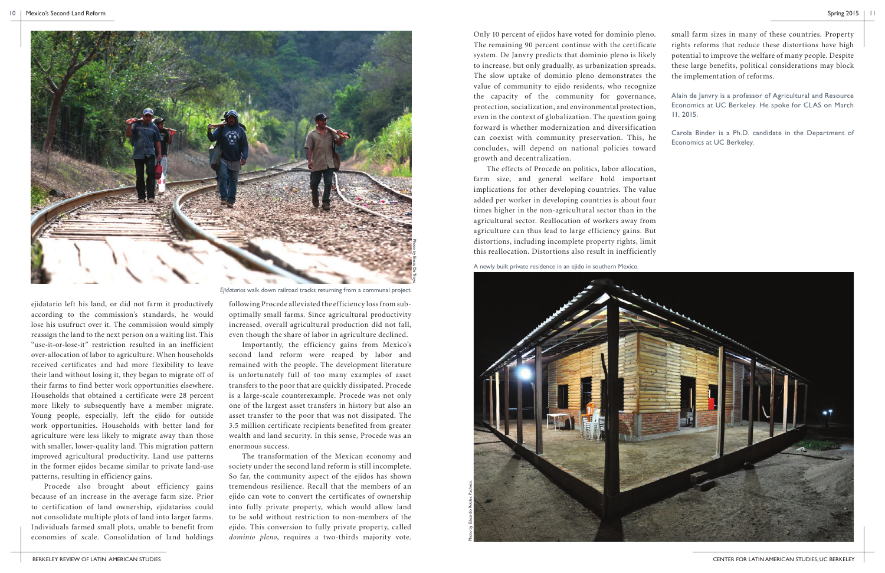*Ejidatarios* walk down railroad tracks returning from a communal project.

ejidatario left his land, or did not farm it productively according to the commission's standards, he would lose his usufruct over it. The commission would simply reassign the land to the next person on a waiting list. This "use-it-or-lose-it" restriction resulted in an inefficient over-allocation of labor to agriculture. When households received certificates and had more flexibility to leave their land without losing it, they began to migrate off of their farms to find better work opportunities elsewhere. Households that obtained a certificate were 28 percent more likely to subsequently have a member migrate. Young people, especially, left the ejido for outside work opportunities. Households with better land for agriculture were less likely to migrate away than those with smaller, lower-quality land. This migration pattern improved agricultural productivity. Land use patterns in the former ejidos became similar to private land-use patterns, resulting in efficiency gains.

Procede also brought about efficiency gains because of an increase in the average farm size. Prior to certification of land ownership, ejidatarios could not consolidate multiple plots of land into larger farms. Individuals farmed small plots, unable to benefit from economies of scale. Consolidation of land holdings following Procede alleviated the efficiency loss from sub-optimally small farms. Since agricultural productivity increased, overall agricultural production did not fall, even though the share of labor in agriculture declined.

Importantly, the efficiency gains from Mexico's second land reform were reaped by labor and remained with the people. The development literature is unfortunately full of too many examples of asset transfers to the poor that are quickly dissipated. Procede is a large-scale counterexample. Procede was not only one of the largest asset transfers in history but also an asset transfer to the poor that was not dissipated. The 3.5 million certificate recipients benefited from greater wealth and land security. In this sense, Procede was an enormous success.

The transformation of the Mexican economy and society under the second land reform is still incomplete. So far, the community aspect of the ejidos has shown tremendous resilience. Recall that the members of an ejido can vote to convert the certificates of ownership into fully private property, which would allow land to be sold without restriction to non-members of the ejido. This conversion to fully private property, called *dominio pleno*, requires a two-thirds majority vote. Only 10 percent of ejidos have voted for dominio pleno. The remaining 90 percent continue with the certificate system. De Janvry predicts that dominio pleno is likely to increase, but only gradually, as urbanization spreads. The slow uptake of dominio pleno demonstrates the value of community to ejido residents, who recognize the capacity of the community for governance, protection, socialization, and environmental protection, even in the context of globalization. The question going forward is whether modernization and diversification can coexist with community preservation. This, he concludes, will depend on national policies toward growth and decentralization.

The effects of Procede on politics, labor allocation, farm size, and general welfare hold important implications for other developing countries. The value added per worker in developing countries is about four times higher in the non-agricultural sector than in the agricultural sector. Reallocation of workers away from agriculture can thus lead to large efficiency gains. But distortions, including incomplete property rights, limit this reallocation. Distortions also result in inefficiently small farm sizes in many of these countries. Property rights reforms that reduce these distortions have high potential to improve the welfare of many people. Despite these large benefits, political considerations may block the implementation of reforms.

Alain de Janvry is a professor of Agricultural and Resource Economics at UC Berkeley. He spoke for CLAS on March 11, 2015.

Carola Binder is a Ph.D. candidate in the Department of Economics at UC Berkeley.

A newly built private residence in an ejido in southern Mexico.